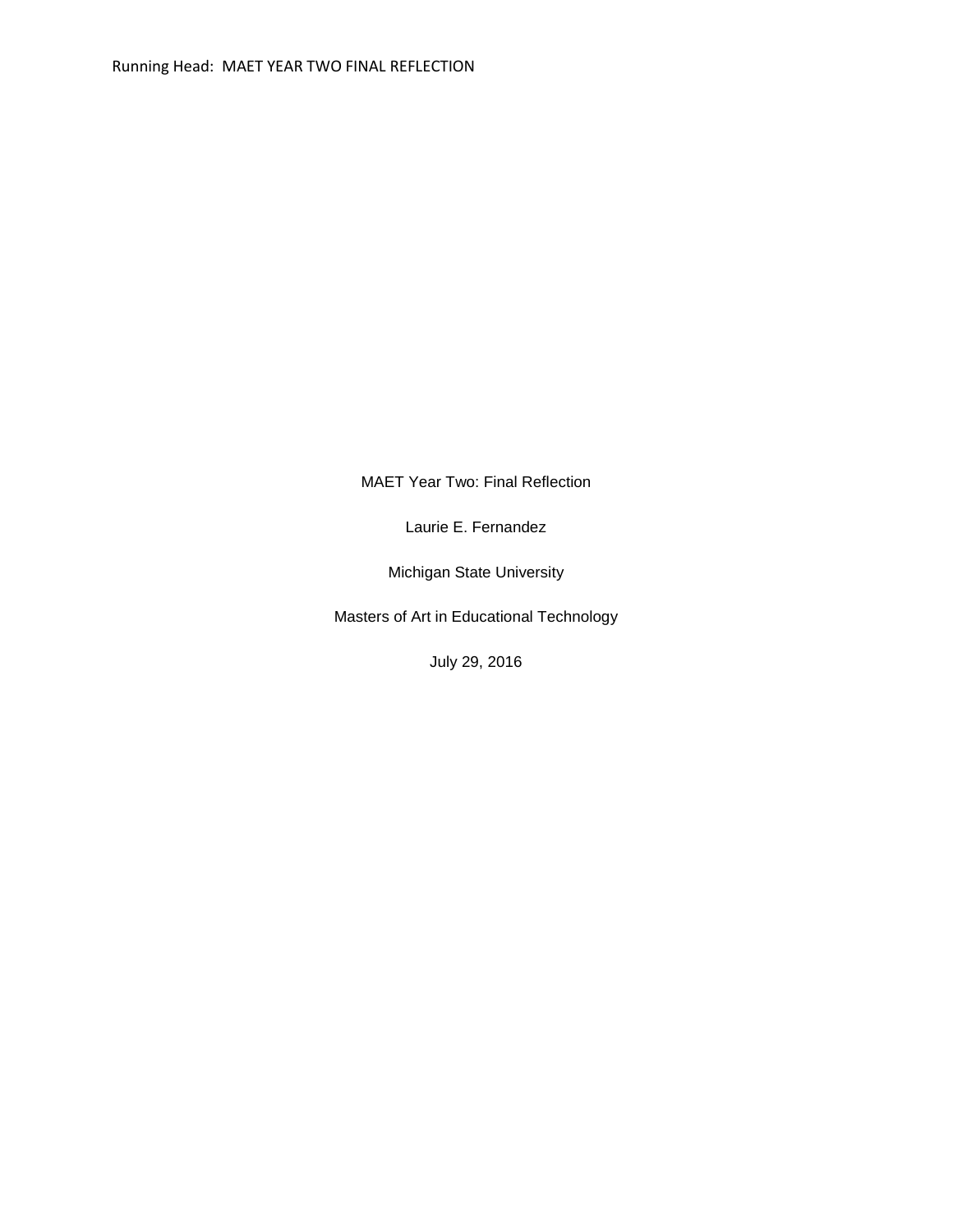MAET Year Two: Final Reflection

Laurie E. Fernandez

Michigan State University

Masters of Art in Educational Technology

July 29, 2016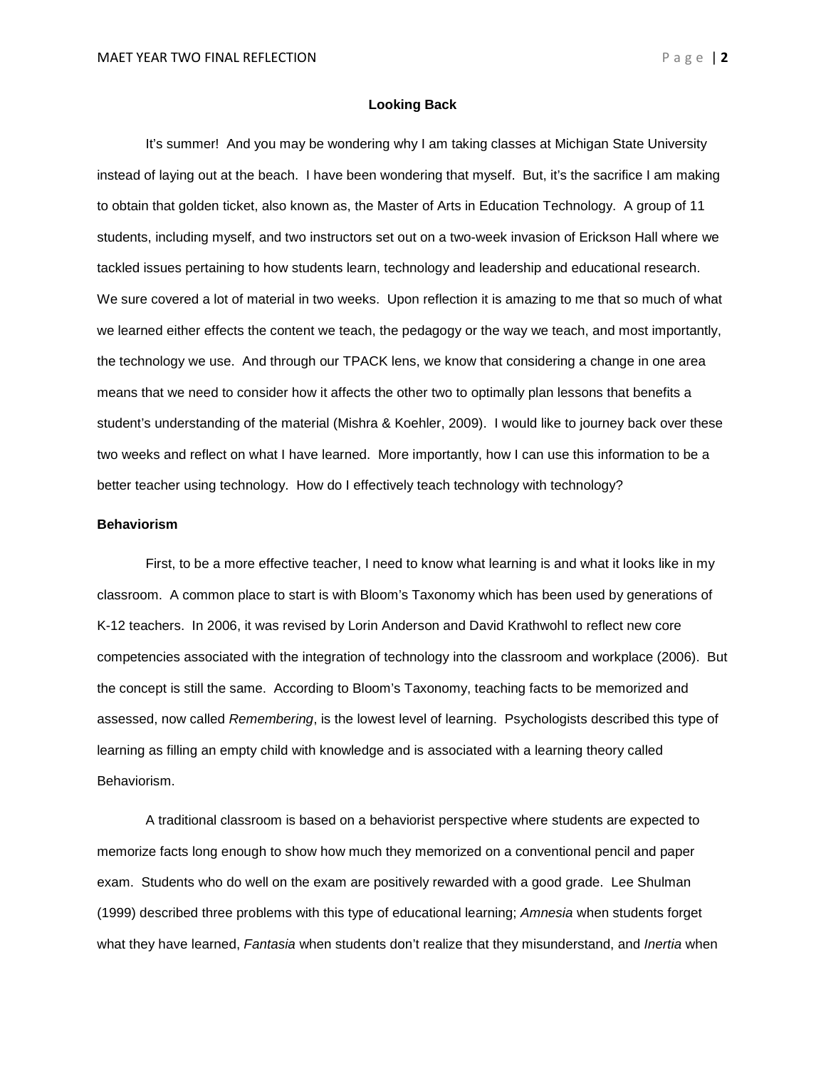## Looking Back

It's summer! And you may be wondering why I am taking classes at Michigan State University instead of laying out at the beach. I have been wondering that myself. But, it's the sacrifice I am making to obtain that golden ticket, also known as, the Master of Arts in Education Technology. A group of 11 students, including myself, and two instructors set out on a two-week invasion of Erickson Hall where we tackled issues pertaining to how students learn, technology and leadership and educational research. We sure covered a lot of material in two weeks. Upon reflection it is amazing to me that so much of what we learned either effects the content we teach, the pedagogy or the way we teach, and most importantly, the technology we use. And through our TPACK lens, we know that considering a change in one area means that we need to consider how it affects the other two to optimally plan lessons that benefits a student's understanding of the material (Mishra & Koehler, 2009). I would like to journey back over these two weeks and reflect on what I have learned. More importantly, how I can use this information to be a better teacher using technology. How do I effectively teach technology with technology?

### Behaviorism

First, to be a more effective teacher, I need to know what learning is and what it looks like in my classroom. A common place to start is with Bloom's Taxonomy which has been used by generations of K-12 teachers. In 2006, it was revised by Lorin Anderson and David Krathwohl to reflect new core competencies associated with the integration of technology into the classroom and workplace (2006). But the concept is still the same. According to Bloom's Taxonomy, teaching facts to be memorized and assessed, now called *Remembering*, is the lowest level of learning. Psychologists described this type of learning as filling an empty child with knowledge and is associated with a learning theory called Behaviorism.

A traditional classroom is based on a behaviorist perspective where students are expected to memorize facts long enough to show how much they memorized on a conventional pencil and paper exam. Students who do well on the exam are positively rewarded with a good grade. Lee Shulman (1999) described three problems with this type of educational learning; *Amnesia* when students forget what they have learned, *Fantasia* when students don't realize that they misunderstand, and *Inertia* when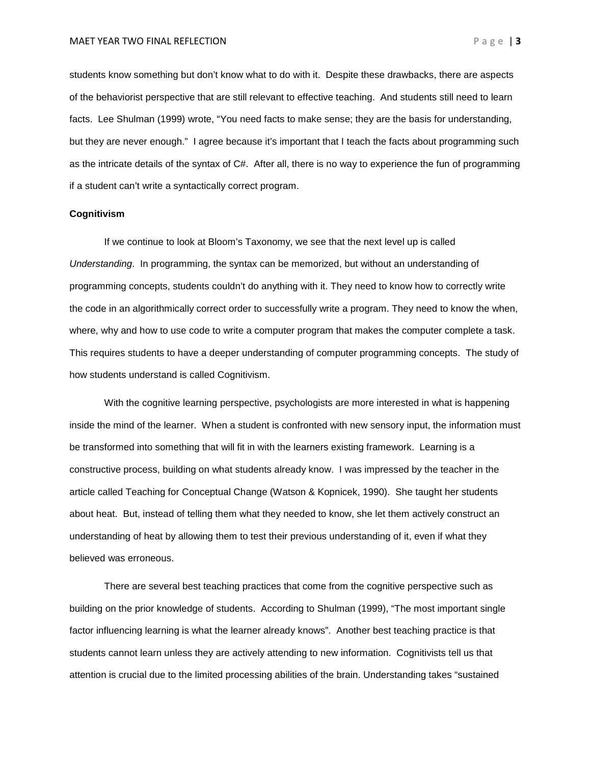students know something but don't know what to do with it. Despite these drawbacks, there are aspects of the behaviorist perspective that are still relevant to effective teaching. And students still need to learn facts. Lee Shulman (1999) wrote, "You need facts to make sense; they are the basis for understanding, but they are never enough." I agree because it's important that I teach the facts about programming such as the intricate details of the syntax of C#. After all, there is no way to experience the fun of programming if a student can't write a syntactically correct program.

**Cognitivism**

If we continue to look at Bloom's Taxonomy, we see that the next level up is called *Understanding*. In programming, the syntax can be memorized, but without an understanding of programming concepts, students couldn't do anything with it. They need to know how to correctly write the code in an algorithmically correct order to successfully write a program. They need to know the when, where, why and how to use code to write a computer program that makes the computer complete a task. This requires students to have a deeper understanding of computer programming concepts. The study of how students understand is called Cognitivism.

With the cognitive learning perspective, psychologists are more interested in what is happening inside the mind of the learner. When a student is confronted with new sensory input, the information must be transformed into something that will fit in with the learners existing framework. Learning is a constructive process, building on what students already know. I was impressed by the teacher in the article called Teaching for Conceptual Change (Watson & Kopnicek, 1990). She taught her students about heat. But, instead of telling them what they needed to know, she let them actively construct an understanding of heat by allowing them to test their previous understanding of it, even if what they believed was erroneous.

There are several best teaching practices that come from the cognitive perspective such as building on the prior knowledge of students. According to Shulman (1999), "The most important single factor influencing learning is what the learner already knows". Another best teaching practice is that students cannot learn unless they are actively attending to new information. Cognitivists tell us that attention is crucial due to the limited processing abilities of the brain. Understanding takes "sustained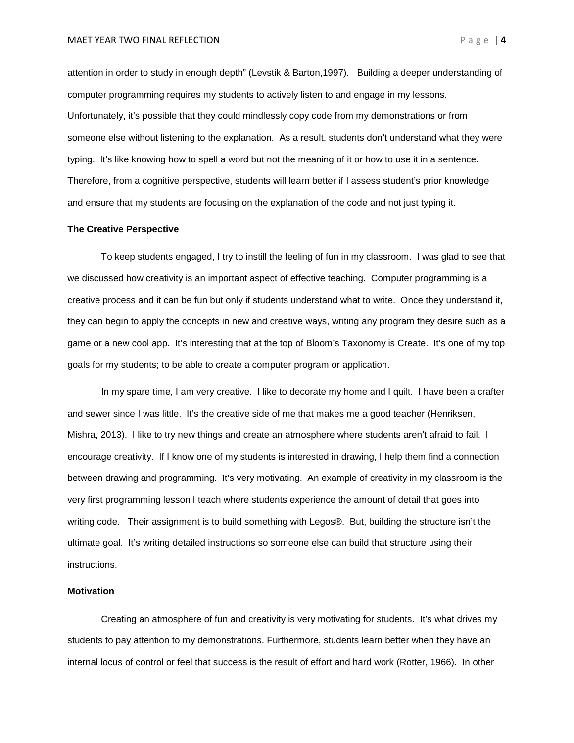attention in order to study in enough depth" (Levstik & Barton,1997). Building a deeper understanding of computer programming requires my students to actively listen to and engage in my lessons. Unfortunately, it's possible that they could mindlessly copy code from my demonstrations or from someone else without listening to the explanation. As a result, students don't understand what they were typing. It's like knowing how to spell a word but not the meaning of it or how to use it in a sentence. Therefore, from a cognitive perspective, students will learn better if I assess student's prior knowledge and ensure that my students are focusing on the explanation of the code and not just typing it.

**The Creative Perspective**

To keep students engaged, I try to instill the feeling of fun in my classroom. I was glad to see that we discussed how creativity is an important aspect of effective teaching. Computer programming is a creative process and it can be fun but only if students understand what to write. Once they understand it, they can begin to apply the concepts in new and creative ways, writing any program they desire such as a game or a new cool app. It's interesting that at the top of Bloom's Taxonomy is Create. It's one of my top goals for my students; to be able to create a computer program or application.

In my spare time, I am very creative. I like to decorate my home and I quilt. I have been a crafter and sewer since I was little. It's the creative side of me that makes me a good teacher (Henriksen, Mishra, 2013). I like to try new things and create an atmosphere where students aren't afraid to fail. I encourage creativity. If I know one of my students is interested in drawing, I help them find a connection between drawing and programming. It's very motivating. An example of creativity in my classroom is the very first programming lesson I teach where students experience the amount of detail that goes into writing code. Their assignment is to build something with Legos®. But, building the structure isn't the ultimate goal. It's writing detailed instructions so someone else can build that structure using their instructions.

**Motivation**

Creating an atmosphere of fun and creativity is very motivating for students. It's what drives my students to pay attention to my demonstrations. Furthermore, students learn better when they have an internal locus of control or feel that success is the result of effort and hard work (Rotter, 1966). In other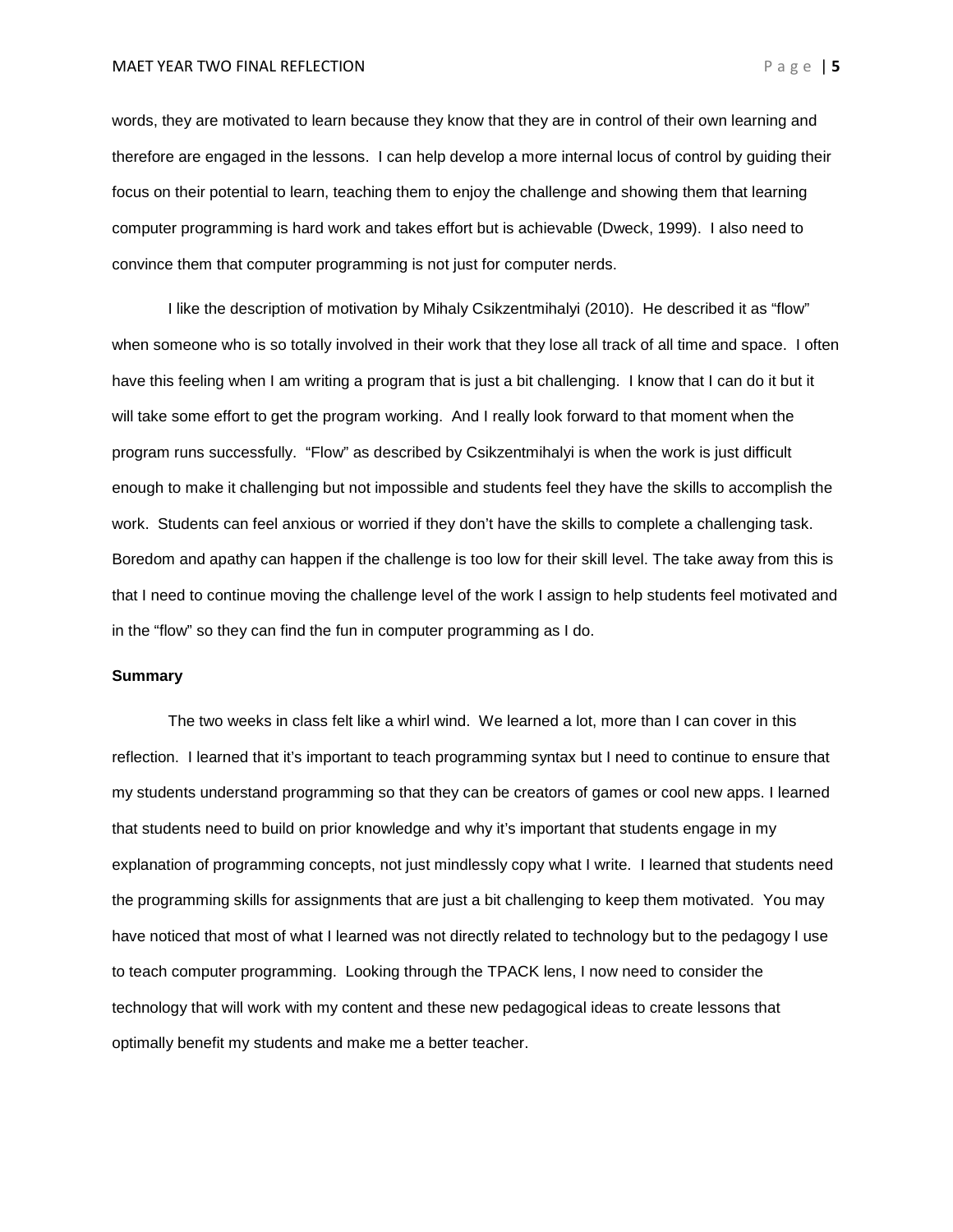words, they are motivated to learn because they know that they are in control of their own learning and therefore are engaged in the lessons. I can help develop a more internal locus of control by guiding their focus on their potential to learn, teaching them to enjoy the challenge and showing them that learning computer programming is hard work and takes effort but is achievable (Dweck, 1999). I also need to convince them that computer programming is not just for computer nerds.

I like the description of motivation by Mihaly Csikzentmihalyi (2010). He described it as "flow" when someone who is so totally involved in their work that they lose all track of all time and space. I often have this feeling when I am writing a program that is just a bit challenging. I know that I can do it but it will take some effort to get the program working. And I really look forward to that moment when the program runs successfully. "Flow" as described by Csikzentmihalyi is when the work is just difficult enough to make it challenging but not impossible and students feel they have the skills to accomplish the work. Students can feel anxious or worried if they don't have the skills to complete a challenging task. Boredom and apathy can happen if the challenge is too low for their skill level. The take away from this is that I need to continue moving the challenge level of the work I assign to help students feel motivated and in the "flow" so they can find the fun in computer programming as I do.

**Summary**

The two weeks in class felt like a whirl wind. We learned a lot, more than I can cover in this reflection. I learned that it's important to teach programming syntax but I need to continue to ensure that my students understand programming so that they can be creators of games or cool new apps. I learned that students need to build on prior knowledge and why it's important that students engage in my explanation of programming concepts, not just mindlessly copy what I write. I learned that students need the programming skills for assignments that are just a bit challenging to keep them motivated. You may have noticed that most of what I learned was not directly related to technology but to the pedagogy I use to teach computer programming. Looking through the TPACK lens, I now need to consider the technology that will work with my content and these new pedagogical ideas to create lessons that optimally benefit my students and make me a better teacher.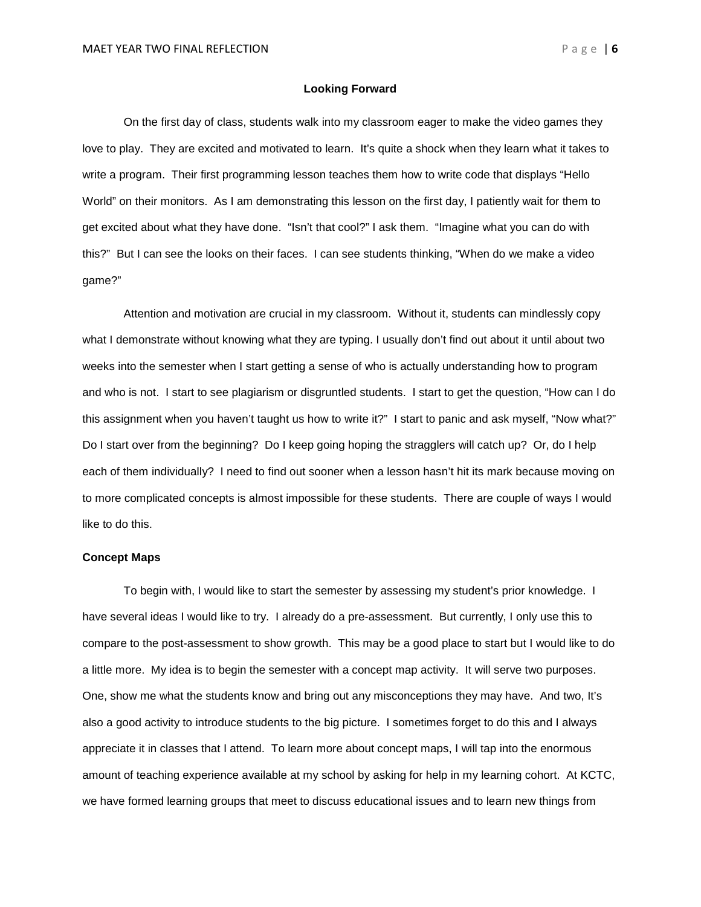## Looking Forward

On the first day of class, students walk into my classroom eager to make the video games they love to play. They are excited and motivated to learn. It's quite a shock when they learn what it takes to write a program. Their first programming lesson teaches them how to write code that displays "Hello World" on their monitors. As I am demonstrating this lesson on the first day, I patiently wait for them to get excited about what they have done. "Isn't that cool?" I ask them. "Imagine what you can do with this?" But I can see the looks on their faces. I can see students thinking, "When do we make a video game?"

Attention and motivation are crucial in my classroom. Without it, students can mindlessly copy what I demonstrate without knowing what they are typing. I usually don't find out about it until about two weeks into the semester when I start getting a sense of who is actually understanding how to program and who is not. I start to see plagiarism or disgruntled students. I start to get the question, "How can I do this assignment when you haven't taught us how to write it?" I start to panic and ask myself, "Now what?" Do I start over from the beginning? Do I keep going hoping the stragglers will catch up? Or, do I help each of them individually? I need to find out sooner when a lesson hasn't hit its mark because moving on to more complicated concepts is almost impossible for these students. There are couple of ways I would like to do this.

### Concept Maps

To begin with, I would like to start the semester by assessing my student's prior knowledge. I have several ideas I would like to try. I already do a pre-assessment. But currently, I only use this to compare to the post-assessment to show growth. This may be a good place to start but I would like to do a little more. My idea is to begin the semester with a concept map activity. It will serve two purposes. One, show me what the students know and bring out any misconceptions they may have. And two, It's also a good activity to introduce students to the big picture. I sometimes forget to do this and I always appreciate it in classes that I attend. To learn more about concept maps, I will tap into the enormous amount of teaching experience available at my school by asking for help in my learning cohort. At KCTC, we have formed learning groups that meet to discuss educational issues and to learn new things from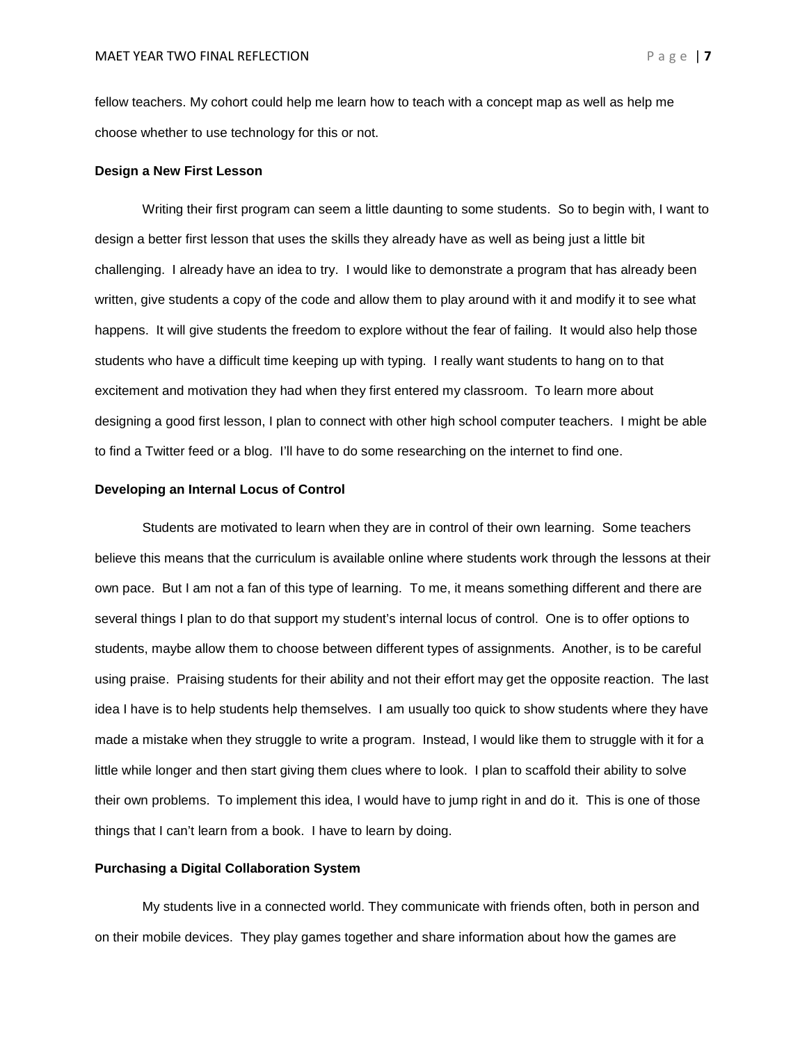fellow teachers. My cohort could help me learn how to teach with a concept map as well as help me choose whether to use technology for this or not.

**Design a New First Lesson**

Writing their first program can seem a little daunting to some students. So to begin with, I want to design a better first lesson that uses the skills they already have as well as being just a little bit challenging. I already have an idea to try. I would like to demonstrate a program that has already been written, give students a copy of the code and allow them to play around with it and modify it to see what happens. It will give students the freedom to explore without the fear of failing. It would also help those students who have a difficult time keeping up with typing. I really want students to hang on to that excitement and motivation they had when they first entered my classroom. To learn more about designing a good first lesson, I plan to connect with other high school computer teachers. I might be able to find a Twitter feed or a blog. I'll have to do some researching on the internet to find one.

**Developing an Internal Locus of Control**

Students are motivated to learn when they are in control of their own learning. Some teachers believe this means that the curriculum is available online where students work through the lessons at their own pace. But I am not a fan of this type of learning. To me, it means something different and there are several things I plan to do that support my student's internal locus of control. One is to offer options to students, maybe allow them to choose between different types of assignments. Another, is to be careful using praise. Praising students for their ability and not their effort may get the opposite reaction. The last idea I have is to help students help themselves. I am usually too quick to show students where they have made a mistake when they struggle to write a program. Instead, I would like them to struggle with it for a little while longer and then start giving them clues where to look. I plan to scaffold their ability to solve their own problems. To implement this idea, I would have to jump right in and do it. This is one of those things that I can't learn from a book. I have to learn by doing.

**Purchasing a Digital Collaboration System**

My students live in a connected world. They communicate with friends often, both in person and on their mobile devices. They play games together and share information about how the games are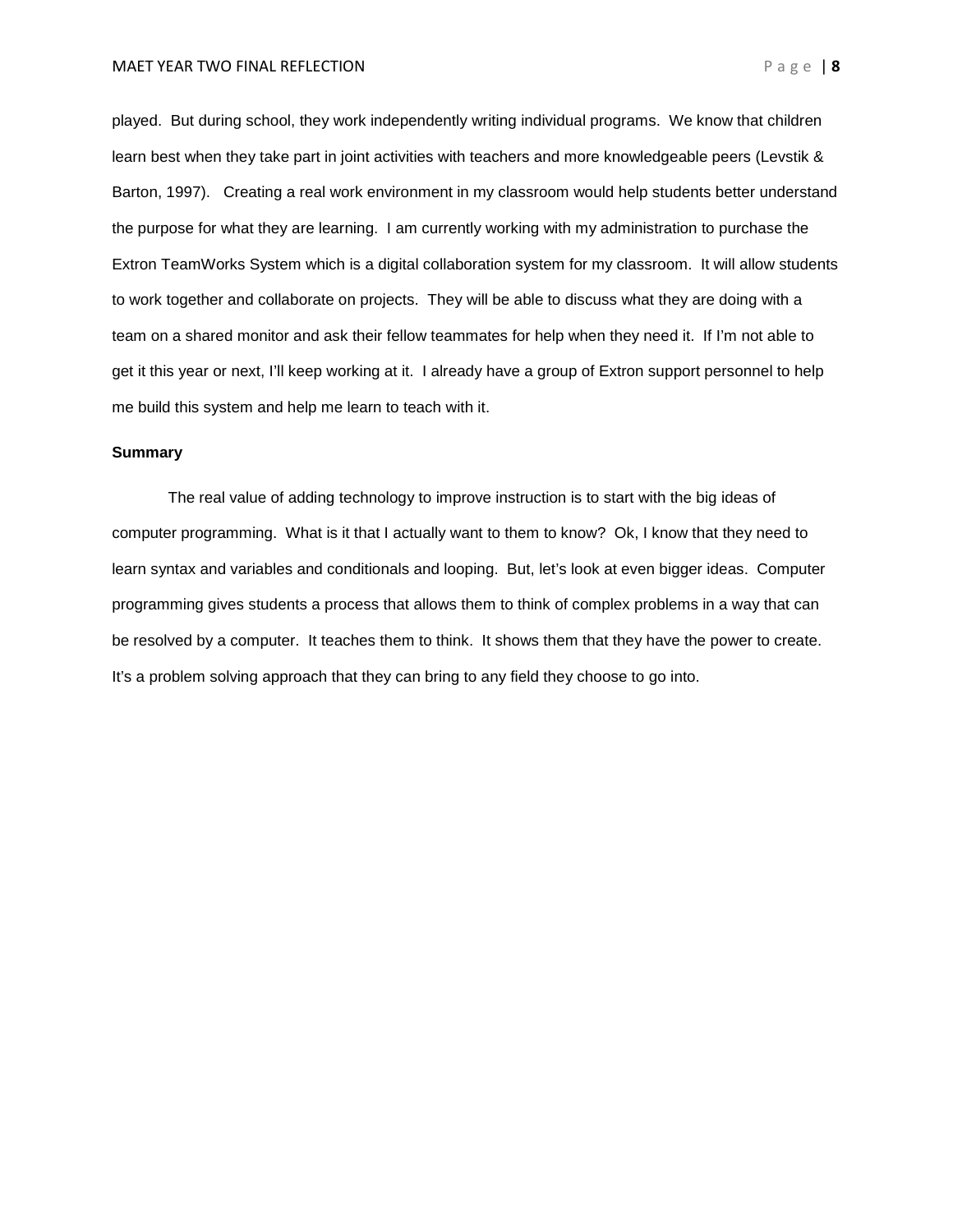played. But during school, they work independently writing individual programs. We know that children learn best when they take part in joint activities with teachers and more knowledgeable peers (Levstik & Barton, 1997). Creating a real work environment in my classroom would help students better understand the purpose for what they are learning. I am currently working with my administration to purchase the Extron TeamWorks System which is a digital collaboration system for my classroom. It will allow students to work together and collaborate on projects. They will be able to discuss what they are doing with a team on a shared monitor and ask their fellow teammates for help when they need it. If I'm not able to get it this year or next, I'll keep working at it. I already have a group of Extron support personnel to help me build this system and help me learn to teach with it.

**Summary**

The real value of adding technology to improve instruction is to start with the big ideas of computer programming. What is it that I actually want to them to know? Ok, I know that they need to learn syntax and variables and conditionals and looping. But, let's look at even bigger ideas. Computer programming gives students a process that allows them to think of complex problems in a way that can be resolved by a computer. It teaches them to think. It shows them that they have the power to create. It's a problem solving approach that they can bring to any field they choose to go into.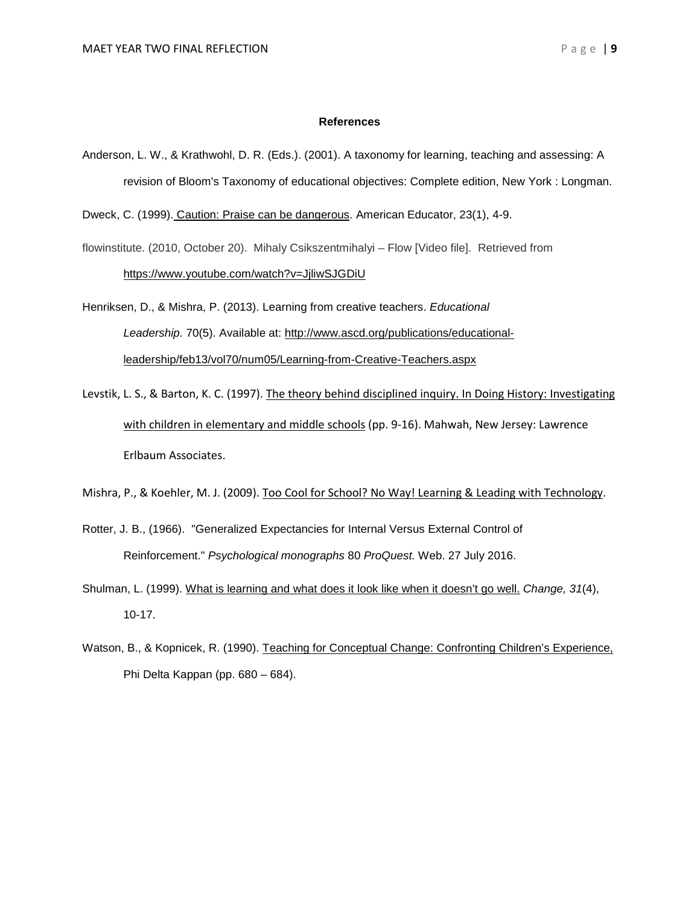## References

Anderson, L. W., & Krathwohl, D. R. (Eds.). (2001). A taxonomy for learning, teaching and assessing: A revision of Bloom's Taxonomy of educational objectives: Complete edition, New York : Longman.

Dweck, C. (1999). Caution: Praise can be dangerous. American Educator, 23(1), 4-9.

flowinstitute. (2010, October 20). Mihaly Csikszentmihalyi – Flow [Video file]. Retrieved from https://www.youtube.com/watch?v=JjliwSJGDiU

Henriksen, D., & Mishra, P. (2013). Learning from creative teachers. *Educational Leadership.* 70(5). Available at: http://www.ascd.org/publications/educational-leadership/feb13/vol70/num05/Learning-from-Creative-Teachers.aspx

Levstik, L. S., & Barton, K. C. (1997). The theory behind disciplined inquiry. In Doing History: Investigating with children in elementary and middle schools (pp. 9-16). Mahwah, New Jersey: Lawrence Erlbaum Associates.

Mishra, P., & Koehler, M. J. (2009). Too Cool for School? No Way! Learning & Leading with Technology.

Rotter, J. B., (1966). "Generalized Expectancies for Internal Versus External Control of Reinforcement." *Psychological monographs* 80 *ProQuest.* Web. 27 July 2016.

Shulman, L. (1999). What is learning and what does it look like when it doesn't go well. *Change, 31*(4), 10-17.

Watson, B., & Kopnicek, R. (1990). Teaching for Conceptual Change: Confronting Children's Experience, Phi Delta Kappan (pp. 680 – 684).